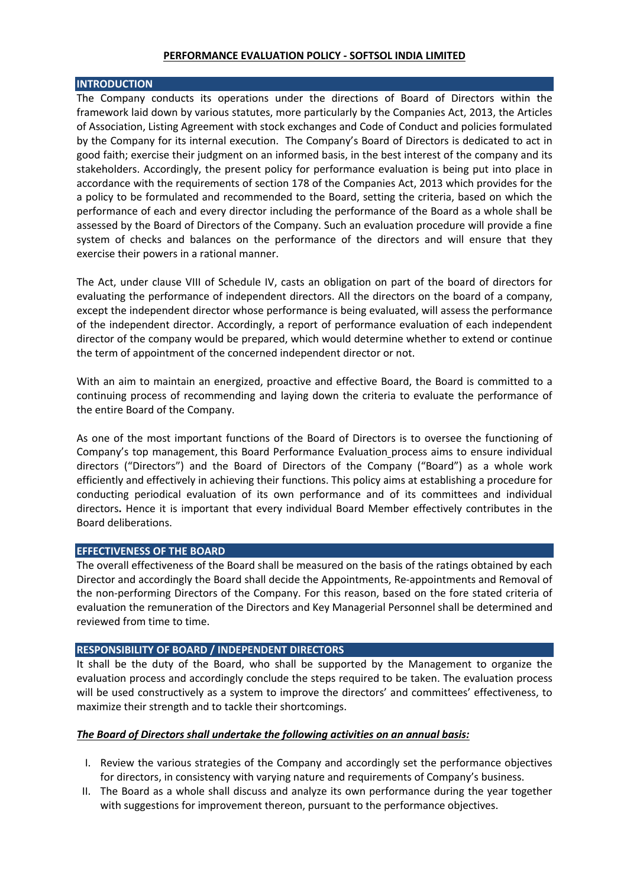# PERFORMANCE EVALUATION POLICY - SOFTSOL INDIA LIMITED

## INTRODUCTION

The Company conducts its operations under the directions of Board of Directors within the framework laid down by various statutes, more particularly by the Companies Act, 2013, the Articles of Association, Listing Agreement with stock exchanges and Code of Conduct and policies formulated by the Company for its internal execution. The Company's Board of Directors is dedicated to act in good faith; exercise their judgment on an informed basis, in the best interest of the company and its stakeholders. Accordingly, the present policy for performance evaluation is being put into place in accordance with the requirements of section 178 of the Companies Act, 2013 which provides for the a policy to be formulated and recommended to the Board, setting the criteria, based on which the performance of each and every director including the performance of the Board as a whole shall be assessed by the Board of Directors of the Company. Such an evaluation procedure will provide a fine system of checks and balances on the performance of the directors and will ensure that they exercise their powers in a rational manner.

The Act, under clause VIII of Schedule IV, casts an obligation on part of the board of directors for evaluating the performance of independent directors. All the directors on the board of a company, except the independent director whose performance is being evaluated, will assess the performance of the independent director. Accordingly, a report of performance evaluation of each independent director of the company would be prepared, which would determine whether to extend or continue the term of appointment of the concerned independent director or not.

With an aim to maintain an energized, proactive and effective Board, the Board is committed to a continuing process of recommending and laying down the criteria to evaluate the performance of the entire Board of the Company.

As one of the most important functions of the Board of Directors is to oversee the functioning of Company's top management, this Board Performance Evaluation process aims to ensure individual directors ("Directors") and the Board of Directors of the Company ("Board") as a whole work efficiently and effectively in achieving their functions. This policy aims at establishing a procedure for conducting periodical evaluation of its own performance and of its committees and individual directors**.** Hence it is important that every individual Board Member effectively contributes in the Board deliberations.

## EFFECTIVENESS OF THE BOARD

The overall effectiveness of the Board shall be measured on the basis of the ratings obtained by each Director and accordingly the Board shall decide the Appointments, Re-appointments and Removal of the non-performing Directors of the Company. For this reason, based on the fore stated criteria of evaluation the remuneration of the Directors and Key Managerial Personnel shall be determined and reviewed from time to time.

## RESPONSIBILITY OF BOARD / INDEPENDENT DIRECTORS

It shall be the duty of the Board, who shall be supported by the Management to organize the evaluation process and accordingly conclude the steps required to be taken. The evaluation process will be used constructively as a system to improve the directors' and committees' effectiveness, to maximize their strength and to tackle their shortcomings.

***The Board of Directors shall undertake the following activities on an annual basis:***

I. Review the various strategies of the Company and accordingly set the performance objectives for directors, in consistency with varying nature and requirements of Company's business.
II. The Board as a whole shall discuss and analyze its own performance during the year together with suggestions for improvement thereon, pursuant to the performance objectives.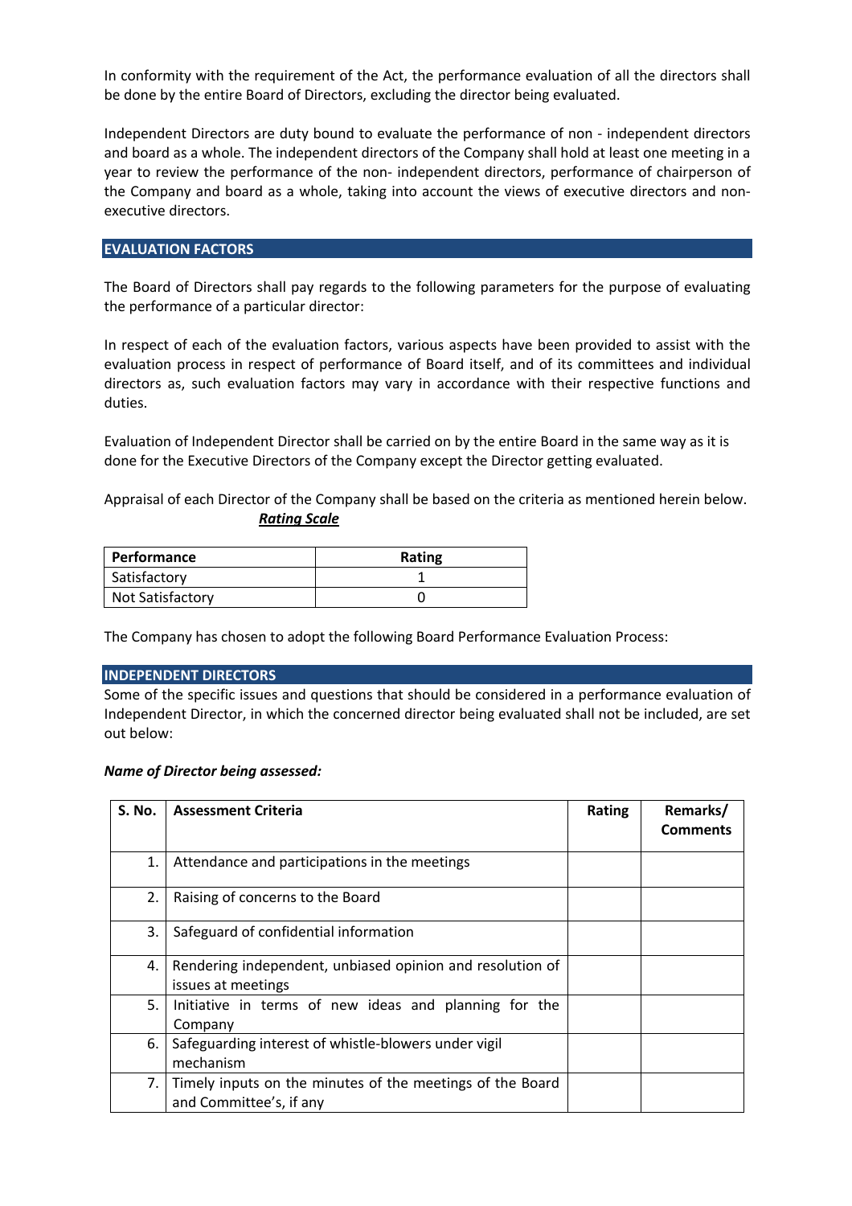In conformity with the requirement of the Act, the performance evaluation of all the directors shall be done by the entire Board of Directors, excluding the director being evaluated.

Independent Directors are duty bound to evaluate the performance of non - independent directors and board as a whole. The independent directors of the Company shall hold at least one meeting in a year to review the performance of the non- independent directors, performance of chairperson of the Company and board as a whole, taking into account the views of executive directors and non-executive directors.

## EVALUATION FACTORS

The Board of Directors shall pay regards to the following parameters for the purpose of evaluating the performance of a particular director:

In respect of each of the evaluation factors, various aspects have been provided to assist with the evaluation process in respect of performance of Board itself, and of its committees and individual directors as, such evaluation factors may vary in accordance with their respective functions and duties.

Evaluation of Independent Director shall be carried on by the entire Board in the same way as it is done for the Executive Directors of the Company except the Director getting evaluated.

Appraisal of each Director of the Company shall be based on the criteria as mentioned herein below.

***Rating Scale***

| Performance | Rating |
|---|---|
| Satisfactory | 1 |
| Not Satisfactory | 0 |

The Company has chosen to adopt the following Board Performance Evaluation Process:

## INDEPENDENT DIRECTORS

Some of the specific issues and questions that should be considered in a performance evaluation of Independent Director, in which the concerned director being evaluated shall not be included, are set out below:

***Name of Director being assessed:***

| S. No. | Assessment Criteria | Rating | Remarks/ Comments |
|---|---|---|---|
| 1. | Attendance and participations in the meetings | | |
| 2. | Raising of concerns to the Board | | |
| 3. | Safeguard of confidential information | | |
| 4. | Rendering independent, unbiased opinion and resolution of issues at meetings | | |
| 5. | Initiative in terms of new ideas and planning for the Company | | |
| 6. | Safeguarding interest of whistle-blowers under vigil mechanism | | |
| 7. | Timely inputs on the minutes of the meetings of the Board and Committee's, if any | | |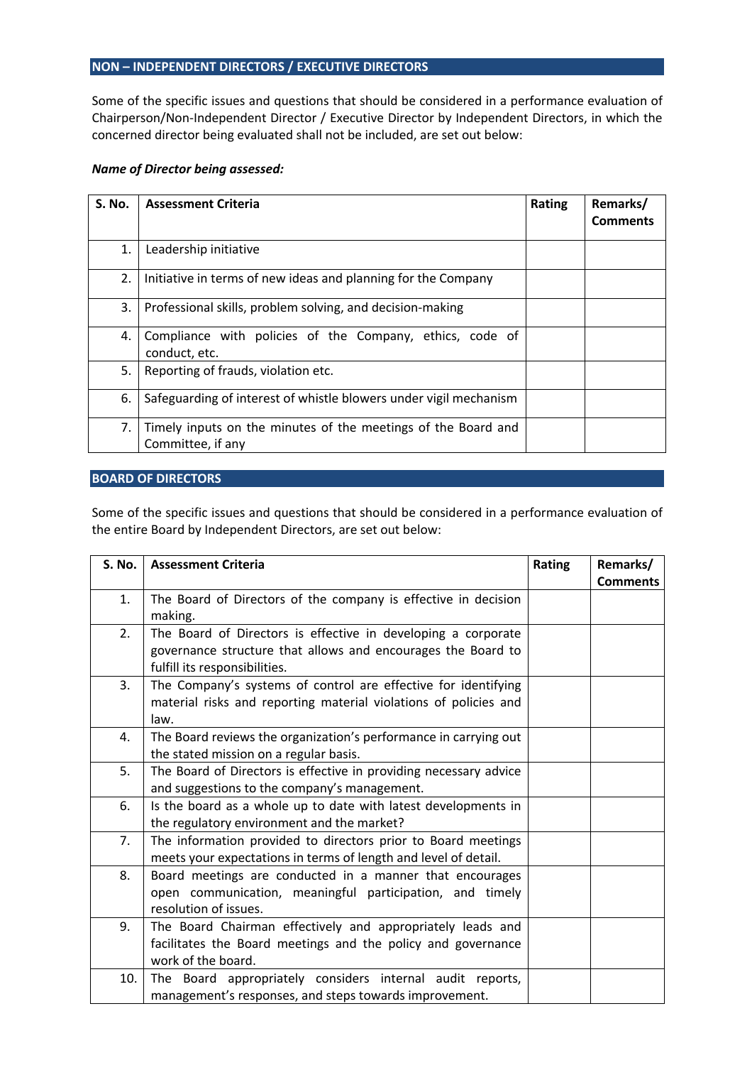## NON – INDEPENDENT DIRECTORS / EXECUTIVE DIRECTORS

Some of the specific issues and questions that should be considered in a performance evaluation of Chairperson/Non-Independent Director / Executive Director by Independent Directors, in which the concerned director being evaluated shall not be included, are set out below:

***Name of Director being assessed:***

| S. No. | Assessment Criteria | Rating | Remarks/ Comments |
|---|---|---|---|
| 1. | Leadership initiative | | |
| 2. | Initiative in terms of new ideas and planning for the Company | | |
| 3. | Professional skills, problem solving, and decision-making | | |
| 4. | Compliance with policies of the Company, ethics, code of conduct, etc. | | |
| 5. | Reporting of frauds, violation etc. | | |
| 6. | Safeguarding of interest of whistle blowers under vigil mechanism | | |
| 7. | Timely inputs on the minutes of the meetings of the Board and Committee, if any | | |

## BOARD OF DIRECTORS

Some of the specific issues and questions that should be considered in a performance evaluation of the entire Board by Independent Directors, are set out below:

| S. No. | Assessment Criteria | Rating | Remarks/ Comments |
|---|---|---|---|
| 1. | The Board of Directors of the company is effective in decision making. | | |
| 2. | The Board of Directors is effective in developing a corporate governance structure that allows and encourages the Board to fulfill its responsibilities. | | |
| 3. | The Company's systems of control are effective for identifying material risks and reporting material violations of policies and law. | | |
| 4. | The Board reviews the organization's performance in carrying out the stated mission on a regular basis. | | |
| 5. | The Board of Directors is effective in providing necessary advice and suggestions to the company's management. | | |
| 6. | Is the board as a whole up to date with latest developments in the regulatory environment and the market? | | |
| 7. | The information provided to directors prior to Board meetings meets your expectations in terms of length and level of detail. | | |
| 8. | Board meetings are conducted in a manner that encourages open communication, meaningful participation, and timely resolution of issues. | | |
| 9. | The Board Chairman effectively and appropriately leads and facilitates the Board meetings and the policy and governance work of the board. | | |
| 10. | The Board appropriately considers internal audit reports, management's responses, and steps towards improvement. | | |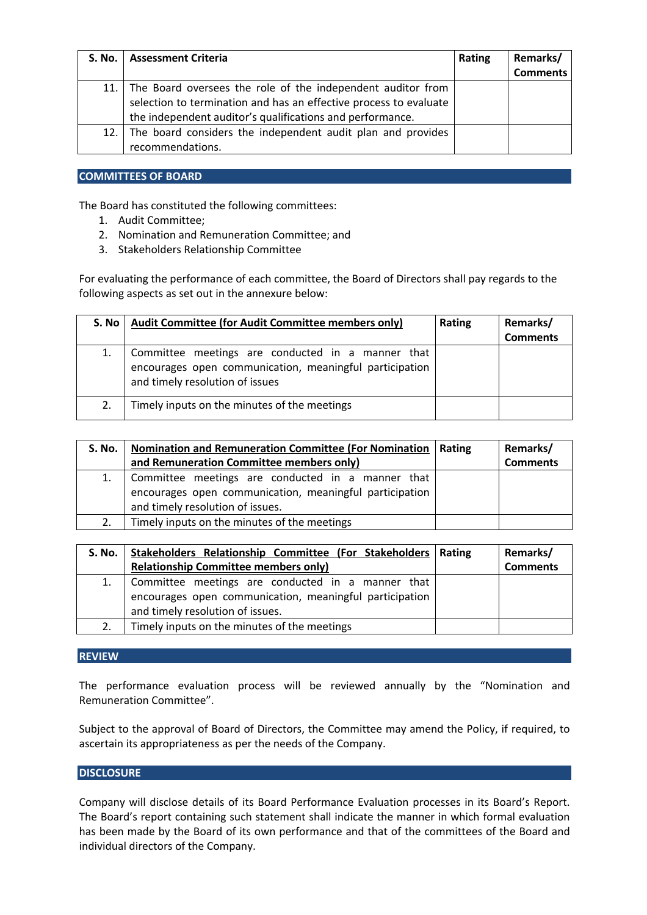| S. No. | Assessment Criteria | Rating | Remarks/ Comments |
|---|---|---|---|
| 11. | The Board oversees the role of the independent auditor from selection to termination and has an effective process to evaluate the independent auditor's qualifications and performance. | | |
| 12. | The board considers the independent audit plan and provides recommendations. | | |

## COMMITTEES OF BOARD

The Board has constituted the following committees:

1. Audit Committee;
2. Nomination and Remuneration Committee; and
3. Stakeholders Relationship Committee

For evaluating the performance of each committee, the Board of Directors shall pay regards to the following aspects as set out in the annexure below:

| S. No | Audit Committee (for Audit Committee members only) | Rating | Remarks/ Comments |
|---|---|---|---|
| 1. | Committee meetings are conducted in a manner that encourages open communication, meaningful participation and timely resolution of issues | | |
| 2. | Timely inputs on the minutes of the meetings | | |

| S. No. | Nomination and Remuneration Committee (For Nomination and Remuneration Committee members only) | Rating | Remarks/ Comments |
|---|---|---|---|
| 1. | Committee meetings are conducted in a manner that encourages open communication, meaningful participation and timely resolution of issues. | | |
| 2. | Timely inputs on the minutes of the meetings | | |

| S. No. | Stakeholders Relationship Committee (For Stakeholders Relationship Committee members only) | Rating | Remarks/ Comments |
|---|---|---|---|
| 1. | Committee meetings are conducted in a manner that encourages open communication, meaningful participation and timely resolution of issues. | | |
| 2. | Timely inputs on the minutes of the meetings | | |

## REVIEW

The performance evaluation process will be reviewed annually by the "Nomination and Remuneration Committee".

Subject to the approval of Board of Directors, the Committee may amend the Policy, if required, to ascertain its appropriateness as per the needs of the Company.

## DISCLOSURE

Company will disclose details of its Board Performance Evaluation processes in its Board's Report. The Board's report containing such statement shall indicate the manner in which formal evaluation has been made by the Board of its own performance and that of the committees of the Board and individual directors of the Company.